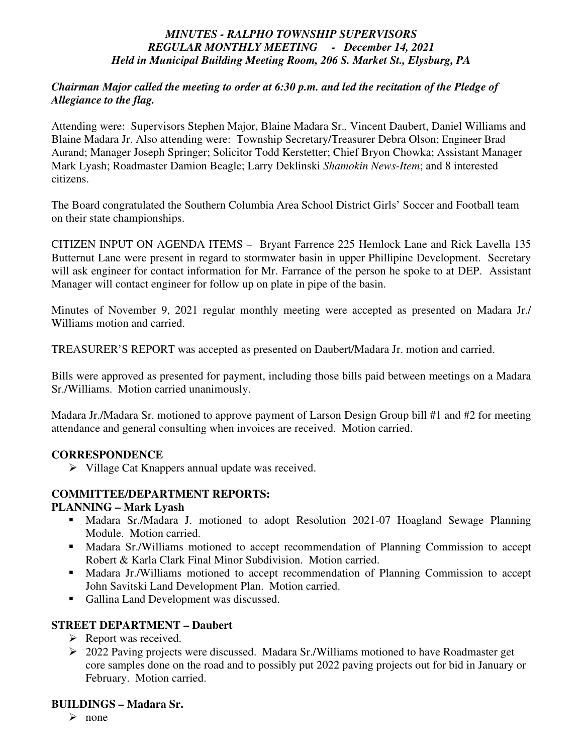***MINUTES - RALPHO TOWNSHIP SUPERVISORS***
***REGULAR MONTHLY MEETING - December 14, 2021***
***Held in Municipal Building Meeting Room, 206 S. Market St., Elysburg, PA***

***Chairman Major called the meeting to order at 6:30 p.m. and led the recitation of the Pledge of Allegiance to the flag.***

Attending were: Supervisors Stephen Major, Blaine Madara Sr., Vincent Daubert, Daniel Williams and Blaine Madara Jr. Also attending were: Township Secretary/Treasurer Debra Olson; Engineer Brad Aurand; Manager Joseph Springer; Solicitor Todd Kerstetter; Chief Bryon Chowka; Assistant Manager Mark Lyash; Roadmaster Damion Beagle; Larry Deklinski *Shamokin News-Item*; and 8 interested citizens.

The Board congratulated the Southern Columbia Area School District Girls' Soccer and Football team on their state championships.

CITIZEN INPUT ON AGENDA ITEMS – Bryant Farrence 225 Hemlock Lane and Rick Lavella 135 Butternut Lane were present in regard to stormwater basin in upper Phillipine Development. Secretary will ask engineer for contact information for Mr. Farrance of the person he spoke to at DEP. Assistant Manager will contact engineer for follow up on plate in pipe of the basin.

Minutes of November 9, 2021 regular monthly meeting were accepted as presented on Madara Jr./ Williams motion and carried.

TREASURER'S REPORT was accepted as presented on Daubert/Madara Jr. motion and carried.

Bills were approved as presented for payment, including those bills paid between meetings on a Madara Sr./Williams. Motion carried unanimously.

Madara Jr./Madara Sr. motioned to approve payment of Larson Design Group bill #1 and #2 for meeting attendance and general consulting when invoices are received. Motion carried.

**CORRESPONDENCE**

- Village Cat Knappers annual update was received.

**COMMITTEE/DEPARTMENT REPORTS:**

**PLANNING – Mark Lyash**

- Madara Sr./Madara J. motioned to adopt Resolution 2021-07 Hoagland Sewage Planning Module. Motion carried.
- Madara Sr./Williams motioned to accept recommendation of Planning Commission to accept Robert & Karla Clark Final Minor Subdivision. Motion carried.
- Madara Jr./Williams motioned to accept recommendation of Planning Commission to accept John Savitski Land Development Plan. Motion carried.
- Gallina Land Development was discussed.

**STREET DEPARTMENT – Daubert**

- Report was received.
- 2022 Paving projects were discussed. Madara Sr./Williams motioned to have Roadmaster get core samples done on the road and to possibly put 2022 paving projects out for bid in January or February. Motion carried.

**BUILDINGS – Madara Sr.**

- none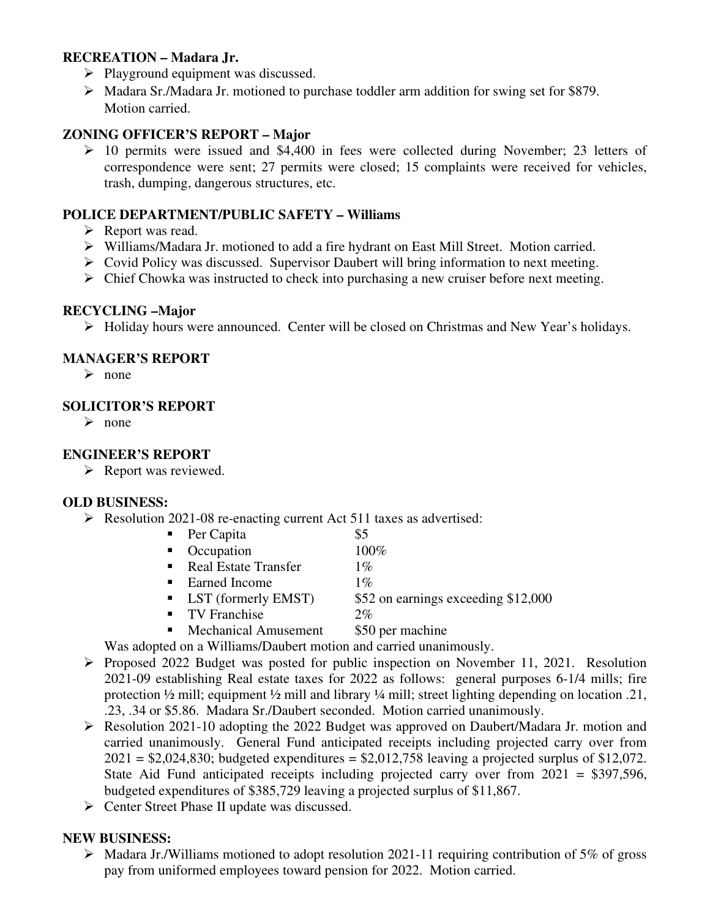**RECREATION – Madara Jr.**

- Playground equipment was discussed.
- Madara Sr./Madara Jr. motioned to purchase toddler arm addition for swing set for $879. Motion carried.

**ZONING OFFICER'S REPORT – Major**

- 10 permits were issued and $4,400 in fees were collected during November; 23 letters of correspondence were sent; 27 permits were closed; 15 complaints were received for vehicles, trash, dumping, dangerous structures, etc.

**POLICE DEPARTMENT/PUBLIC SAFETY – Williams**

- Report was read.
- Williams/Madara Jr. motioned to add a fire hydrant on East Mill Street. Motion carried.
- Covid Policy was discussed. Supervisor Daubert will bring information to next meeting.
- Chief Chowka was instructed to check into purchasing a new cruiser before next meeting.

**RECYCLING –Major**

- Holiday hours were announced. Center will be closed on Christmas and New Year's holidays.

**MANAGER'S REPORT**

- none

**SOLICITOR'S REPORT**

- none

**ENGINEER'S REPORT**

- Report was reviewed.

**OLD BUSINESS:**

- Resolution 2021-08 re-enacting current Act 511 taxes as advertised:
  - Per Capita — $5
  - Occupation — 100%
  - Real Estate Transfer — 1%
  - Earned Income — 1%
  - LST (formerly EMST) — $52 on earnings exceeding $12,000
  - TV Franchise — 2%
  - Mechanical Amusement — $50 per machine

  Was adopted on a Williams/Daubert motion and carried unanimously.
- Proposed 2022 Budget was posted for public inspection on November 11, 2021. Resolution 2021-09 establishing Real estate taxes for 2022 as follows: general purposes 6-1/4 mills; fire protection ½ mill; equipment ½ mill and library ¼ mill; street lighting depending on location .21, .23, .34 or $5.86. Madara Sr./Daubert seconded. Motion carried unanimously.
- Resolution 2021-10 adopting the 2022 Budget was approved on Daubert/Madara Jr. motion and carried unanimously. General Fund anticipated receipts including projected carry over from 2021 = $2,024,830; budgeted expenditures = $2,012,758 leaving a projected surplus of $12,072. State Aid Fund anticipated receipts including projected carry over from 2021 = $397,596, budgeted expenditures of $385,729 leaving a projected surplus of $11,867.
- Center Street Phase II update was discussed.

**NEW BUSINESS:**

- Madara Jr./Williams motioned to adopt resolution 2021-11 requiring contribution of 5% of gross pay from uniformed employees toward pension for 2022. Motion carried.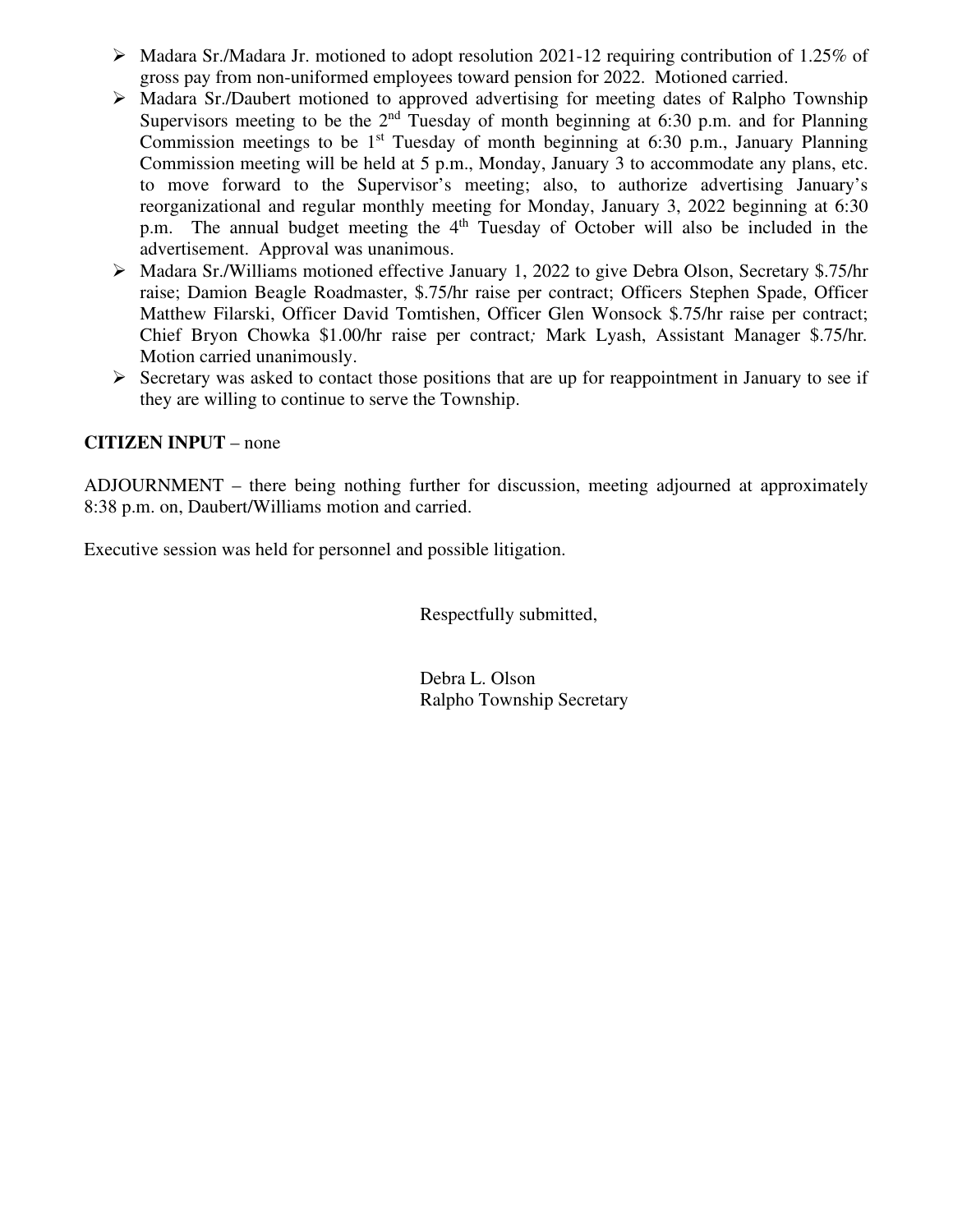- Madara Sr./Madara Jr. motioned to adopt resolution 2021-12 requiring contribution of 1.25% of gross pay from non-uniformed employees toward pension for 2022. Motioned carried.
- Madara Sr./Daubert motioned to approved advertising for meeting dates of Ralpho Township Supervisors meeting to be the 2nd Tuesday of month beginning at 6:30 p.m. and for Planning Commission meetings to be 1st Tuesday of month beginning at 6:30 p.m., January Planning Commission meeting will be held at 5 p.m., Monday, January 3 to accommodate any plans, etc. to move forward to the Supervisor's meeting; also, to authorize advertising January's reorganizational and regular monthly meeting for Monday, January 3, 2022 beginning at 6:30 p.m. The annual budget meeting the 4th Tuesday of October will also be included in the advertisement. Approval was unanimous.
- Madara Sr./Williams motioned effective January 1, 2022 to give Debra Olson, Secretary $.75/hr raise; Damion Beagle Roadmaster, $.75/hr raise per contract; Officers Stephen Spade, Officer Matthew Filarski, Officer David Tomtishen, Officer Glen Wonsock $.75/hr raise per contract; Chief Bryon Chowka $1.00/hr raise per contract; Mark Lyash, Assistant Manager $.75/hr. Motion carried unanimously.
- Secretary was asked to contact those positions that are up for reappointment in January to see if they are willing to continue to serve the Township.

**CITIZEN INPUT** – none

ADJOURNMENT – there being nothing further for discussion, meeting adjourned at approximately 8:38 p.m. on, Daubert/Williams motion and carried.

Executive session was held for personnel and possible litigation.

Respectfully submitted,

Debra L. Olson
Ralpho Township Secretary